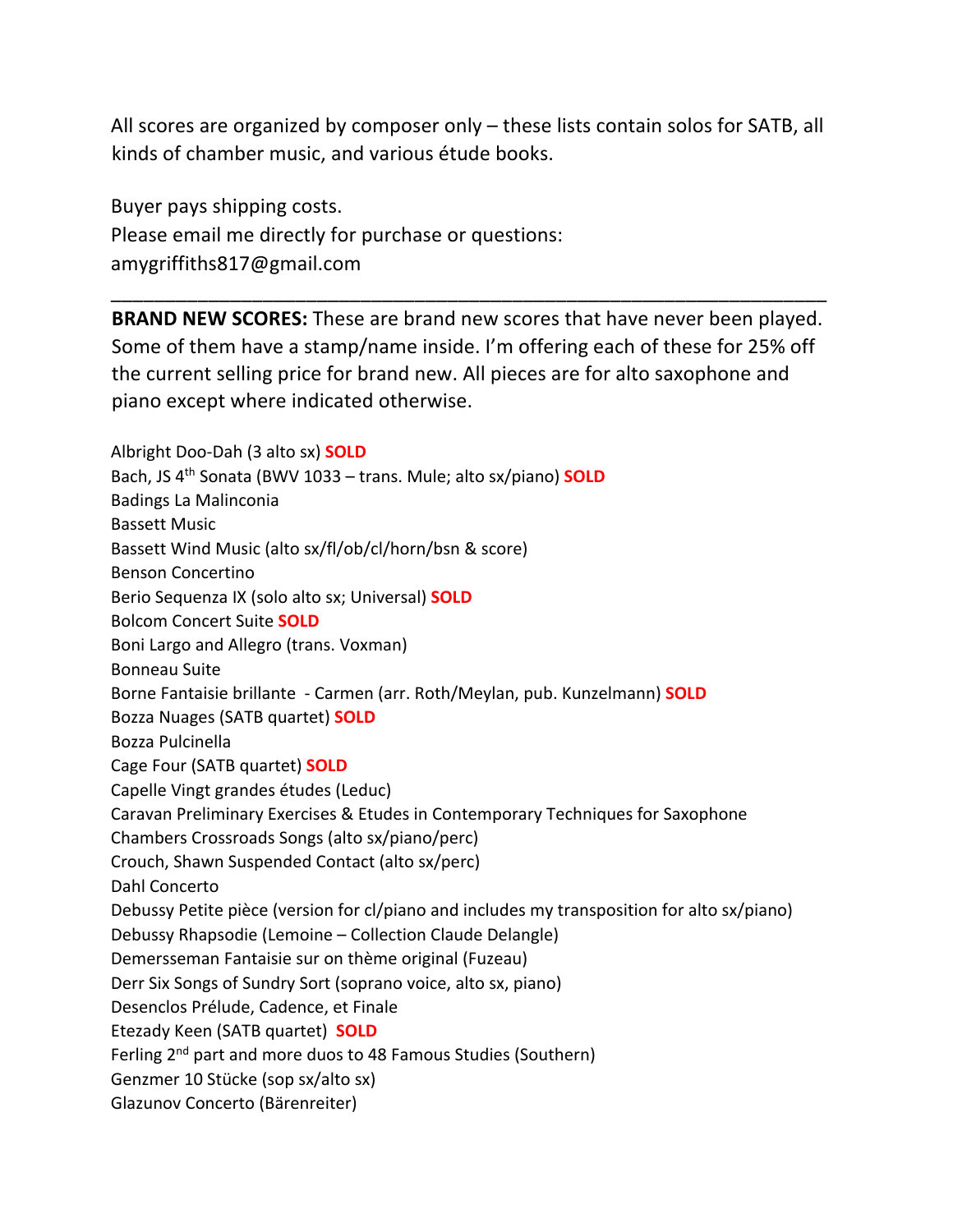All scores are organized by composer only – these lists contain solos for SATB, all kinds of chamber music, and various étude books.

Buyer pays shipping costs.
Please email me directly for purchase or questions:
amygriffiths817@gmail.com

---

**BRAND NEW SCORES:** These are brand new scores that have never been played. Some of them have a stamp/name inside. I'm offering each of these for 25% off the current selling price for brand new. All pieces are for alto saxophone and piano except where indicated otherwise.

Albright Doo-Dah (3 alto sx) **SOLD**
Bach, JS 4th Sonata (BWV 1033 – trans. Mule; alto sx/piano) **SOLD**
Badings La Malinconia
Bassett Music
Bassett Wind Music (alto sx/fl/ob/cl/horn/bsn & score)
Benson Concertino
Berio Sequenza IX (solo alto sx; Universal) **SOLD**
Bolcom Concert Suite **SOLD**
Boni Largo and Allegro (trans. Voxman)
Bonneau Suite
Borne Fantaisie brillante - Carmen (arr. Roth/Meylan, pub. Kunzelmann) **SOLD**
Bozza Nuages (SATB quartet) **SOLD**
Bozza Pulcinella
Cage Four (SATB quartet) **SOLD**
Capelle Vingt grandes études (Leduc)
Caravan Preliminary Exercises & Etudes in Contemporary Techniques for Saxophone
Chambers Crossroads Songs (alto sx/piano/perc)
Crouch, Shawn Suspended Contact (alto sx/perc)
Dahl Concerto
Debussy Petite pièce (version for cl/piano and includes my transposition for alto sx/piano)
Debussy Rhapsodie (Lemoine – Collection Claude Delangle)
Demersseman Fantaisie sur on thème original (Fuzeau)
Derr Six Songs of Sundry Sort (soprano voice, alto sx, piano)
Desenclos Prélude, Cadence, et Finale
Etezady Keen (SATB quartet) **SOLD**
Ferling 2nd part and more duos to 48 Famous Studies (Southern)
Genzmer 10 Stücke (sop sx/alto sx)
Glazunov Concerto (Bärenreiter)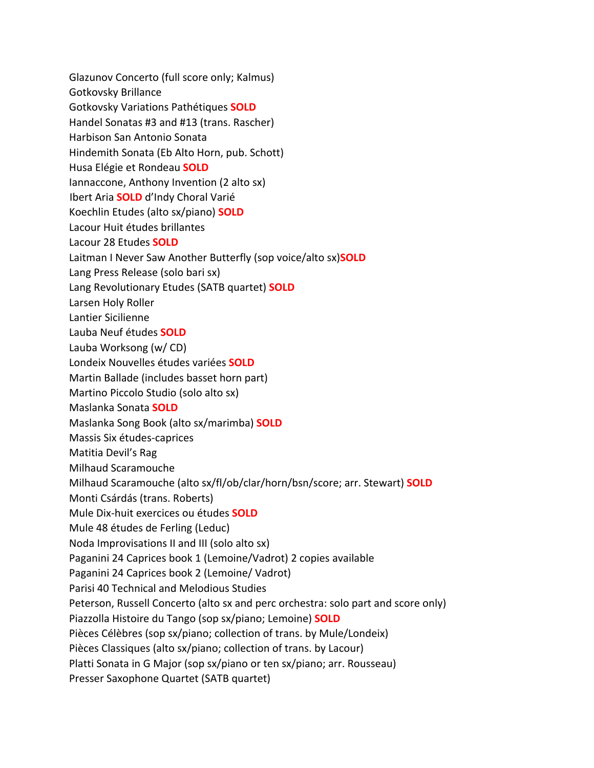Glazunov Concerto (full score only; Kalmus)
Gotkovsky Brillance
Gotkovsky Variations Pathétiques **SOLD**
Handel Sonatas #3 and #13 (trans. Rascher)
Harbison San Antonio Sonata
Hindemith Sonata (Eb Alto Horn, pub. Schott)
Husa Elégie et Rondeau **SOLD**
Iannaccone, Anthony Invention (2 alto sx)
Ibert Aria **SOLD** d'Indy Choral Varié
Koechlin Etudes (alto sx/piano) **SOLD**
Lacour Huit études brillantes
Lacour 28 Etudes **SOLD**
Laitman I Never Saw Another Butterfly (sop voice/alto sx)**SOLD**
Lang Press Release (solo bari sx)
Lang Revolutionary Etudes (SATB quartet) **SOLD**
Larsen Holy Roller
Lantier Sicilienne
Lauba Neuf études **SOLD**
Lauba Worksong (w/ CD)
Londeix Nouvelles études variées **SOLD**
Martin Ballade (includes basset horn part)
Martino Piccolo Studio (solo alto sx)
Maslanka Sonata **SOLD**
Maslanka Song Book (alto sx/marimba) **SOLD**
Massis Six études-caprices
Matitia Devil's Rag
Milhaud Scaramouche
Milhaud Scaramouche (alto sx/fl/ob/clar/horn/bsn/score; arr. Stewart) **SOLD**
Monti Csárdás (trans. Roberts)
Mule Dix-huit exercices ou études **SOLD**
Mule 48 études de Ferling (Leduc)
Noda Improvisations II and III (solo alto sx)
Paganini 24 Caprices book 1 (Lemoine/Vadrot) 2 copies available
Paganini 24 Caprices book 2 (Lemoine/ Vadrot)
Parisi 40 Technical and Melodious Studies
Peterson, Russell Concerto (alto sx and perc orchestra: solo part and score only)
Piazzolla Histoire du Tango (sop sx/piano; Lemoine) **SOLD**
Pièces Célèbres (sop sx/piano; collection of trans. by Mule/Londeix)
Pièces Classiques (alto sx/piano; collection of trans. by Lacour)
Platti Sonata in G Major (sop sx/piano or ten sx/piano; arr. Rousseau)
Presser Saxophone Quartet (SATB quartet)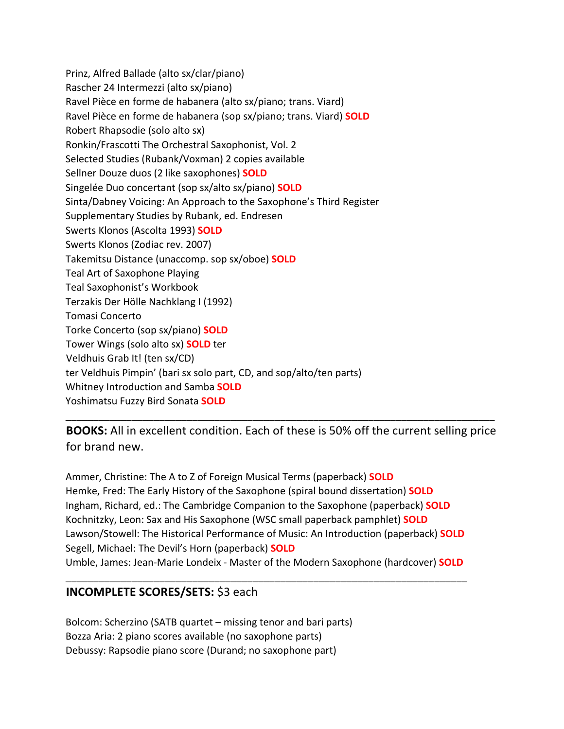Prinz, Alfred Ballade (alto sx/clar/piano)
Rascher 24 Intermezzi (alto sx/piano)
Ravel Pièce en forme de habanera (alto sx/piano; trans. Viard)
Ravel Pièce en forme de habanera (sop sx/piano; trans. Viard) **SOLD**
Robert Rhapsodie (solo alto sx)
Ronkin/Frascotti The Orchestral Saxophonist, Vol. 2
Selected Studies (Rubank/Voxman) 2 copies available
Sellner Douze duos (2 like saxophones) **SOLD**
Singelée Duo concertant (sop sx/alto sx/piano) **SOLD**
Sinta/Dabney Voicing: An Approach to the Saxophone's Third Register
Supplementary Studies by Rubank, ed. Endresen
Swerts Klonos (Ascolta 1993) **SOLD**
Swerts Klonos (Zodiac rev. 2007)
Takemitsu Distance (unaccomp. sop sx/oboe) **SOLD**
Teal Art of Saxophone Playing
Teal Saxophonist's Workbook
Terzakis Der Hölle Nachklang I (1992)
Tomasi Concerto
Torke Concerto (sop sx/piano) **SOLD**
Tower Wings (solo alto sx) **SOLD** ter
Veldhuis Grab It! (ten sx/CD)
ter Veldhuis Pimpin' (bari sx solo part, CD, and sop/alto/ten parts)
Whitney Introduction and Samba **SOLD**
Yoshimatsu Fuzzy Bird Sonata **SOLD**

---

**BOOKS:** All in excellent condition. Each of these is 50% off the current selling price for brand new.

Ammer, Christine: The A to Z of Foreign Musical Terms (paperback) **SOLD**
Hemke, Fred: The Early History of the Saxophone (spiral bound dissertation) **SOLD**
Ingham, Richard, ed.: The Cambridge Companion to the Saxophone (paperback) **SOLD**
Kochnitzky, Leon: Sax and His Saxophone (WSC small paperback pamphlet) **SOLD**
Lawson/Stowell: The Historical Performance of Music: An Introduction (paperback) **SOLD**
Segell, Michael: The Devil's Horn (paperback) **SOLD**
Umble, James: Jean-Marie Londeix - Master of the Modern Saxophone (hardcover) **SOLD**

---

**INCOMPLETE SCORES/SETS:** $3 each

Bolcom: Scherzino (SATB quartet – missing tenor and bari parts)
Bozza Aria: 2 piano scores available (no saxophone parts)
Debussy: Rapsodie piano score (Durand; no saxophone part)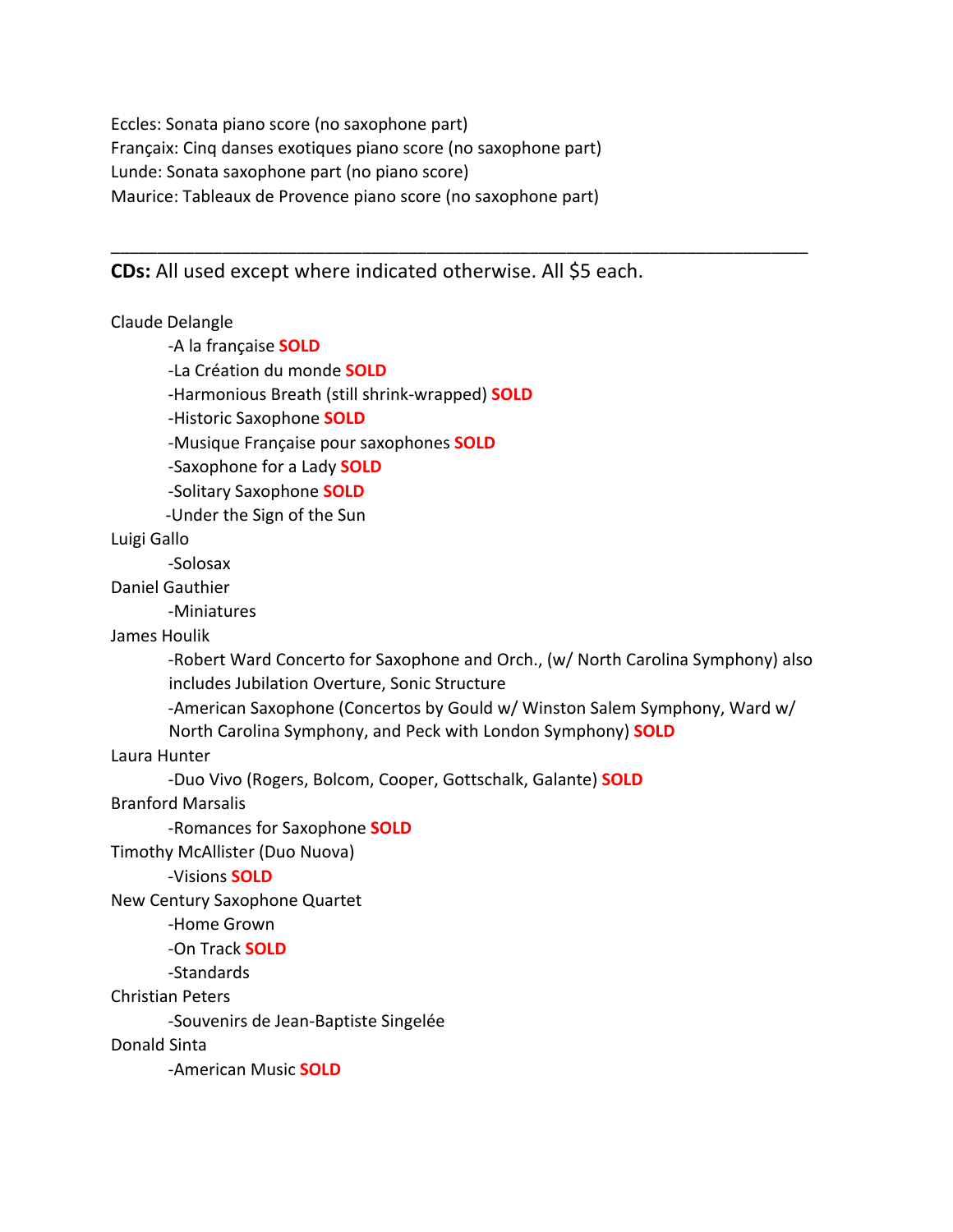Eccles: Sonata piano score (no saxophone part)
Françaix: Cinq danses exotiques piano score (no saxophone part)
Lunde: Sonata saxophone part (no piano score)
Maurice: Tableaux de Provence piano score (no saxophone part)

---

**CDs:** All used except where indicated otherwise. All $5 each.

Claude Delangle
- -A la française **SOLD**
- -La Création du monde **SOLD**
- -Harmonious Breath (still shrink-wrapped) **SOLD**
- -Historic Saxophone **SOLD**
- -Musique Française pour saxophones **SOLD**
- -Saxophone for a Lady **SOLD**
- -Solitary Saxophone **SOLD**
- -Under the Sign of the Sun

Luigi Gallo
- -Solosax

Daniel Gauthier
- -Miniatures

James Houlik
- -Robert Ward Concerto for Saxophone and Orch., (w/ North Carolina Symphony) also includes Jubilation Overture, Sonic Structure
- -American Saxophone (Concertos by Gould w/ Winston Salem Symphony, Ward w/ North Carolina Symphony, and Peck with London Symphony) **SOLD**

Laura Hunter
- -Duo Vivo (Rogers, Bolcom, Cooper, Gottschalk, Galante) **SOLD**

Branford Marsalis
- -Romances for Saxophone **SOLD**

Timothy McAllister (Duo Nuova)
- -Visions **SOLD**

New Century Saxophone Quartet
- -Home Grown
- -On Track **SOLD**
- -Standards

Christian Peters
- -Souvenirs de Jean-Baptiste Singelée

Donald Sinta
- -American Music **SOLD**